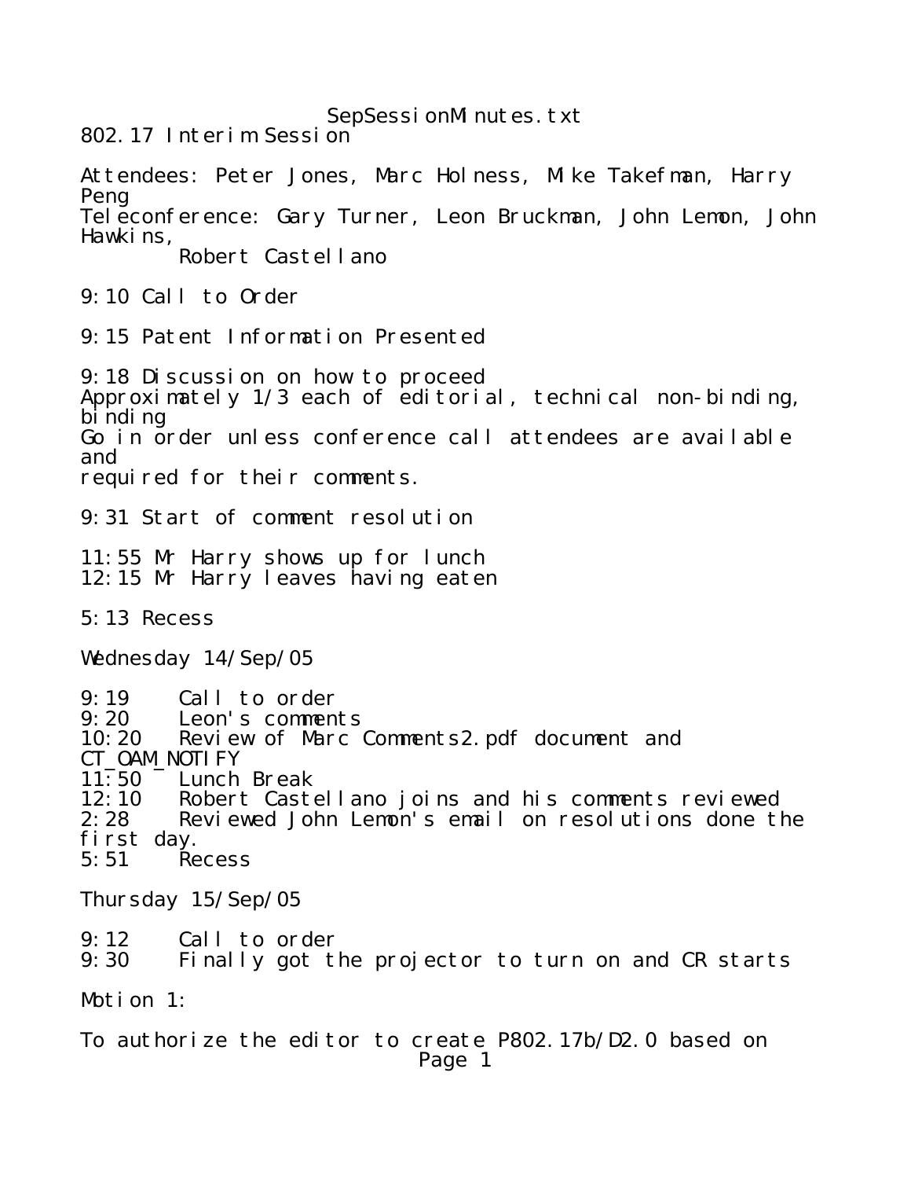# 802.17 Interim Session

Attendees: Peter Jones, Marc Holness, Mike Takefman, Harry Peng
Teleconference: Gary Turner, Leon Bruckman, John Lemon, John Hawkins,
Robert Castellano

9:10 Call to Order

9:15 Patent Information Presented

9:18 Discussion on how to proceed
Approximately 1/3 each of editorial, technical non-binding, binding
Go in order unless conference call attendees are available and
required for their comments.

9:31 Start of comment resolution

11:55 Mr Harry shows up for lunch
12:15 Mr Harry leaves having eaten

5:13 Recess

Wednesday 14/Sep/05

9:19 Call to order
9:20 Leon's comments
10:20 Review of Marc Comments2.pdf document and CT_OAM_NOTIFY
11:50 Lunch Break
12:10 Robert Castellano joins and his comments reviewed
2:28 Reviewed John Lemon's email on resolutions done the first day.
5:51 Recess

Thursday 15/Sep/05

9:12 Call to order
9:30 Finally got the projector to turn on and CR starts

Motion 1:

To authorize the editor to create P802.17b/D2.0 based on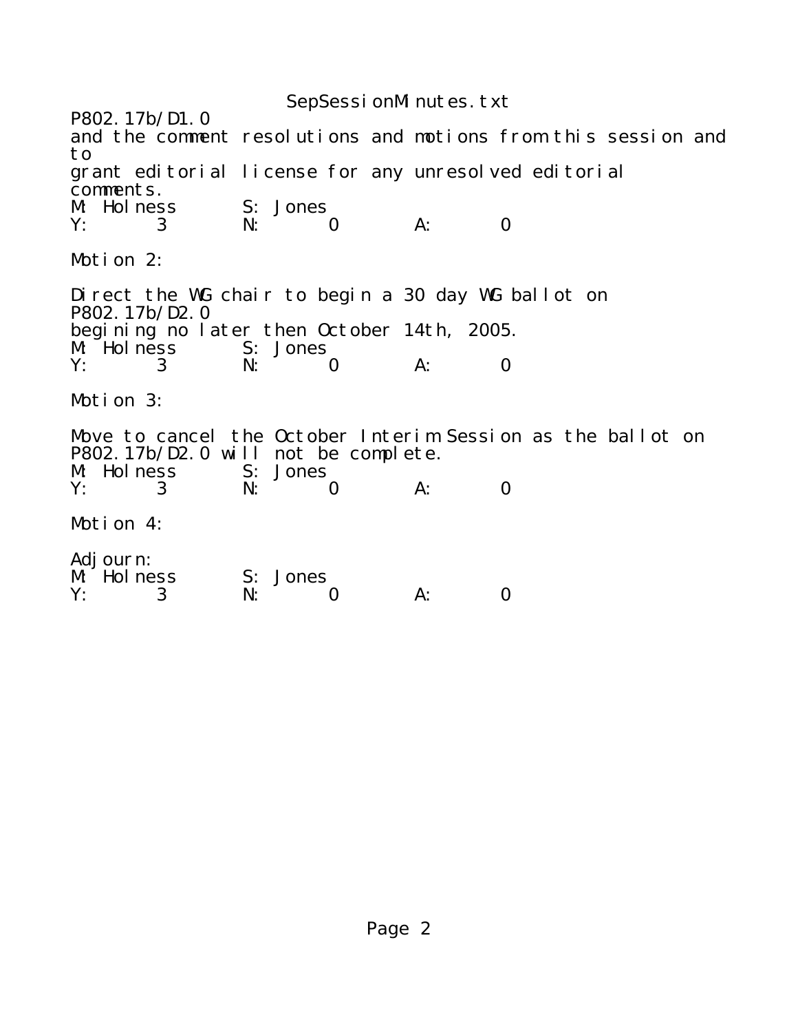P802.17b/D1.0
and the comment resolutions and motions from this session and to
grant editorial license for any unresolved editorial comments.

M: Holness S: Jones
Y: 3 N: 0 A: 0

Motion 2:

Direct the WG chair to begin a 30 day WG ballot on P802.17b/D2.0
begining no later then October 14th, 2005.

M: Holness S: Jones
Y: 3 N: 0 A: 0

Motion 3:

Move to cancel the October Interim Session as the ballot on
P802.17b/D2.0 will not be complete.

M: Holness S: Jones
Y: 3 N: 0 A: 0

Motion 4:

Adjourn:

M: Holness S: Jones
Y: 3 N: 0 A: 0